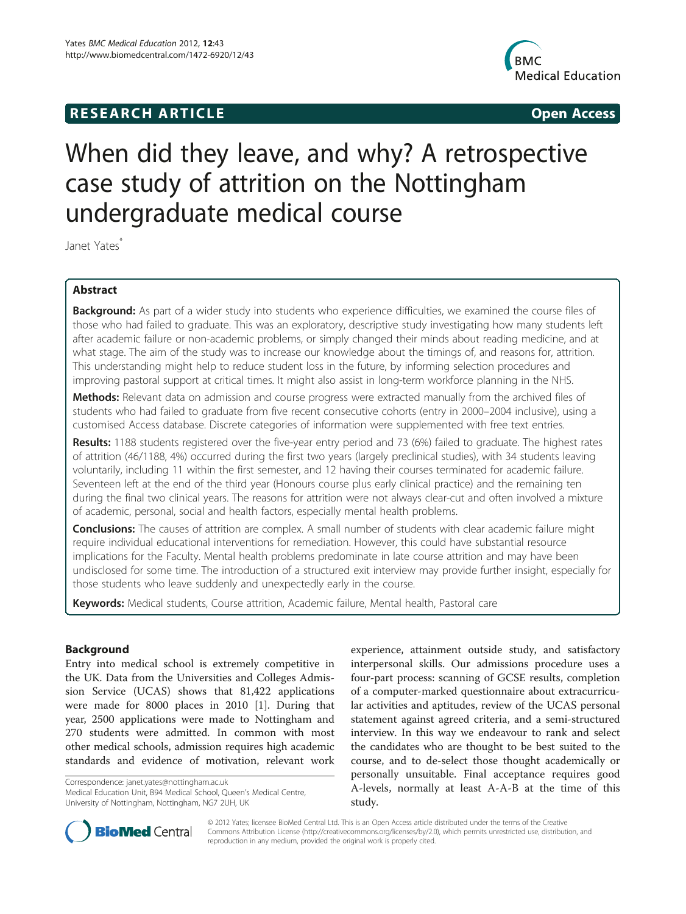**RESEARCH ARTICLE** **Open Access**

# When did they leave, and why? A retrospective case study of attrition on the Nottingham undergraduate medical course

Janet Yates*

## Abstract

**Background:** As part of a wider study into students who experience difficulties, we examined the course files of those who had failed to graduate. This was an exploratory, descriptive study investigating how many students left after academic failure or non-academic problems, or simply changed their minds about reading medicine, and at what stage. The aim of the study was to increase our knowledge about the timings of, and reasons for, attrition. This understanding might help to reduce student loss in the future, by informing selection procedures and improving pastoral support at critical times. It might also assist in long-term workforce planning in the NHS.

**Methods:** Relevant data on admission and course progress were extracted manually from the archived files of students who had failed to graduate from five recent consecutive cohorts (entry in 2000–2004 inclusive), using a customised Access database. Discrete categories of information were supplemented with free text entries.

**Results:** 1188 students registered over the five-year entry period and 73 (6%) failed to graduate. The highest rates of attrition (46/1188, 4%) occurred during the first two years (largely preclinical studies), with 34 students leaving voluntarily, including 11 within the first semester, and 12 having their courses terminated for academic failure. Seventeen left at the end of the third year (Honours course plus early clinical practice) and the remaining ten during the final two clinical years. The reasons for attrition were not always clear-cut and often involved a mixture of academic, personal, social and health factors, especially mental health problems.

**Conclusions:** The causes of attrition are complex. A small number of students with clear academic failure might require individual educational interventions for remediation. However, this could have substantial resource implications for the Faculty. Mental health problems predominate in late course attrition and may have been undisclosed for some time. The introduction of a structured exit interview may provide further insight, especially for those students who leave suddenly and unexpectedly early in the course.

**Keywords:** Medical students, Course attrition, Academic failure, Mental health, Pastoral care

## Background

Entry into medical school is extremely competitive in the UK. Data from the Universities and Colleges Admission Service (UCAS) shows that 81,422 applications were made for 8000 places in 2010 [1]. During that year, 2500 applications were made to Nottingham and 270 students were admitted. In common with most other medical schools, admission requires high academic standards and evidence of motivation, relevant work experience, attainment outside study, and satisfactory interpersonal skills. Our admissions procedure uses a four-part process: scanning of GCSE results, completion of a computer-marked questionnaire about extracurricular activities and aptitudes, review of the UCAS personal statement against agreed criteria, and a semi-structured interview. In this way we endeavour to rank and select the candidates who are thought to be best suited to the course, and to de-select those thought academically or personally unsuitable. Final acceptance requires good A-levels, normally at least A-A-B at the time of this study.

Correspondence: janet.yates@nottingham.ac.uk
Medical Education Unit, B94 Medical School, Queen's Medical Centre, University of Nottingham, Nottingham, NG7 2UH, UK

© 2012 Yates; licensee BioMed Central Ltd. This is an Open Access article distributed under the terms of the Creative Commons Attribution License (http://creativecommons.org/licenses/by/2.0), which permits unrestricted use, distribution, and reproduction in any medium, provided the original work is properly cited.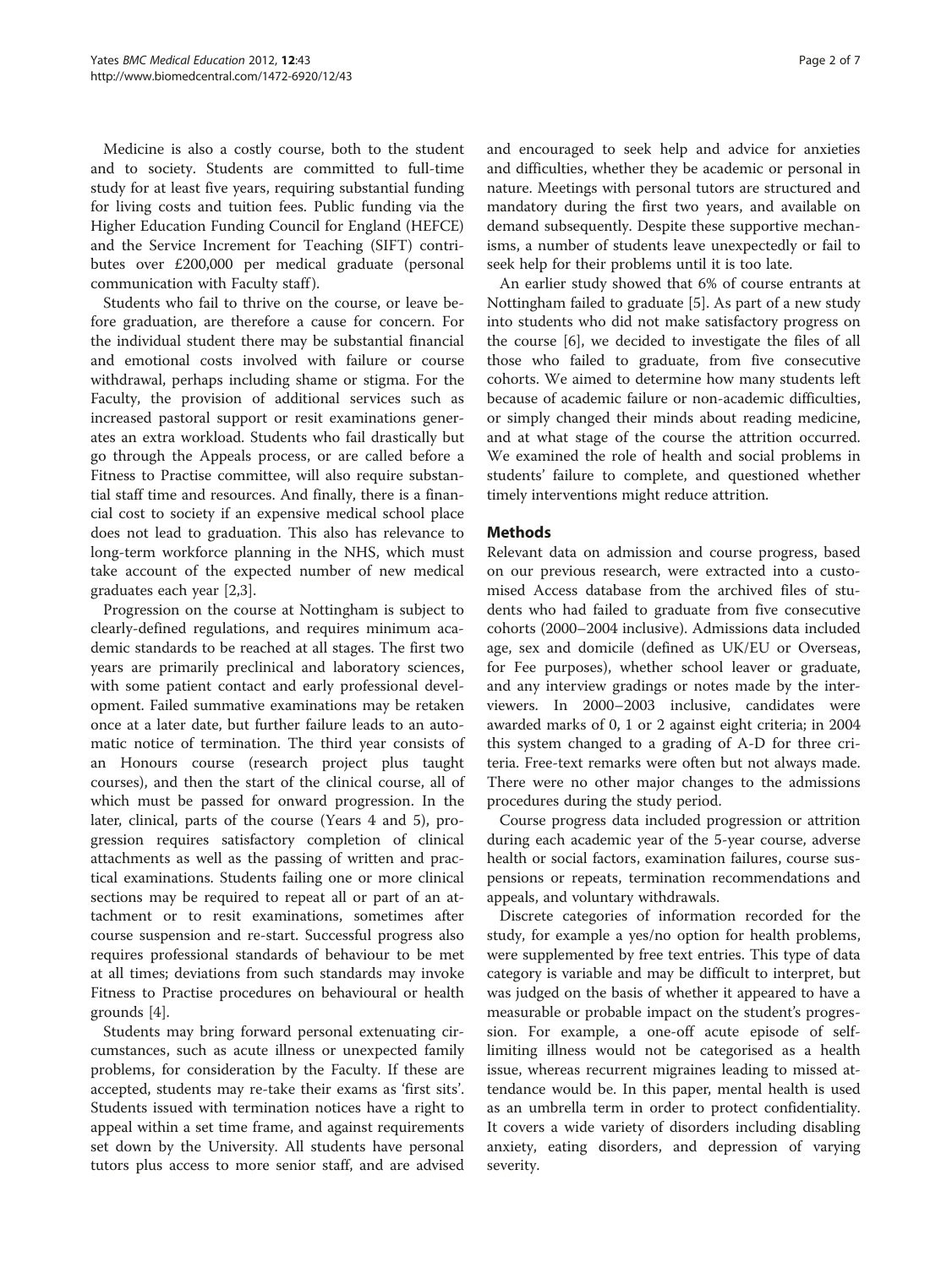Medicine is also a costly course, both to the student and to society. Students are committed to full-time study for at least five years, requiring substantial funding for living costs and tuition fees. Public funding via the Higher Education Funding Council for England (HEFCE) and the Service Increment for Teaching (SIFT) contributes over £200,000 per medical graduate (personal communication with Faculty staff).

Students who fail to thrive on the course, or leave before graduation, are therefore a cause for concern. For the individual student there may be substantial financial and emotional costs involved with failure or course withdrawal, perhaps including shame or stigma. For the Faculty, the provision of additional services such as increased pastoral support or resit examinations generates an extra workload. Students who fail drastically but go through the Appeals process, or are called before a Fitness to Practise committee, will also require substantial staff time and resources. And finally, there is a financial cost to society if an expensive medical school place does not lead to graduation. This also has relevance to long-term workforce planning in the NHS, which must take account of the expected number of new medical graduates each year [2,3].

Progression on the course at Nottingham is subject to clearly-defined regulations, and requires minimum academic standards to be reached at all stages. The first two years are primarily preclinical and laboratory sciences, with some patient contact and early professional development. Failed summative examinations may be retaken once at a later date, but further failure leads to an automatic notice of termination. The third year consists of an Honours course (research project plus taught courses), and then the start of the clinical course, all of which must be passed for onward progression. In the later, clinical, parts of the course (Years 4 and 5), progression requires satisfactory completion of clinical attachments as well as the passing of written and practical examinations. Students failing one or more clinical sections may be required to repeat all or part of an attachment or to resit examinations, sometimes after course suspension and re-start. Successful progress also requires professional standards of behaviour to be met at all times; deviations from such standards may invoke Fitness to Practise procedures on behavioural or health grounds [4].

Students may bring forward personal extenuating circumstances, such as acute illness or unexpected family problems, for consideration by the Faculty. If these are accepted, students may re-take their exams as 'first sits'. Students issued with termination notices have a right to appeal within a set time frame, and against requirements set down by the University. All students have personal tutors plus access to more senior staff, and are advised and encouraged to seek help and advice for anxieties and difficulties, whether they be academic or personal in nature. Meetings with personal tutors are structured and mandatory during the first two years, and available on demand subsequently. Despite these supportive mechanisms, a number of students leave unexpectedly or fail to seek help for their problems until it is too late.

An earlier study showed that 6% of course entrants at Nottingham failed to graduate [5]. As part of a new study into students who did not make satisfactory progress on the course [6], we decided to investigate the files of all those who failed to graduate, from five consecutive cohorts. We aimed to determine how many students left because of academic failure or non-academic difficulties, or simply changed their minds about reading medicine, and at what stage of the course the attrition occurred. We examined the role of health and social problems in students' failure to complete, and questioned whether timely interventions might reduce attrition.

## Methods

Relevant data on admission and course progress, based on our previous research, were extracted into a customised Access database from the archived files of students who had failed to graduate from five consecutive cohorts (2000–2004 inclusive). Admissions data included age, sex and domicile (defined as UK/EU or Overseas, for Fee purposes), whether school leaver or graduate, and any interview gradings or notes made by the interviewers. In 2000–2003 inclusive, candidates were awarded marks of 0, 1 or 2 against eight criteria; in 2004 this system changed to a grading of A-D for three criteria. Free-text remarks were often but not always made. There were no other major changes to the admissions procedures during the study period.

Course progress data included progression or attrition during each academic year of the 5-year course, adverse health or social factors, examination failures, course suspensions or repeats, termination recommendations and appeals, and voluntary withdrawals.

Discrete categories of information recorded for the study, for example a yes/no option for health problems, were supplemented by free text entries. This type of data category is variable and may be difficult to interpret, but was judged on the basis of whether it appeared to have a measurable or probable impact on the student's progression. For example, a one-off acute episode of self-limiting illness would not be categorised as a health issue, whereas recurrent migraines leading to missed attendance would be. In this paper, mental health is used as an umbrella term in order to protect confidentiality. It covers a wide variety of disorders including disabling anxiety, eating disorders, and depression of varying severity.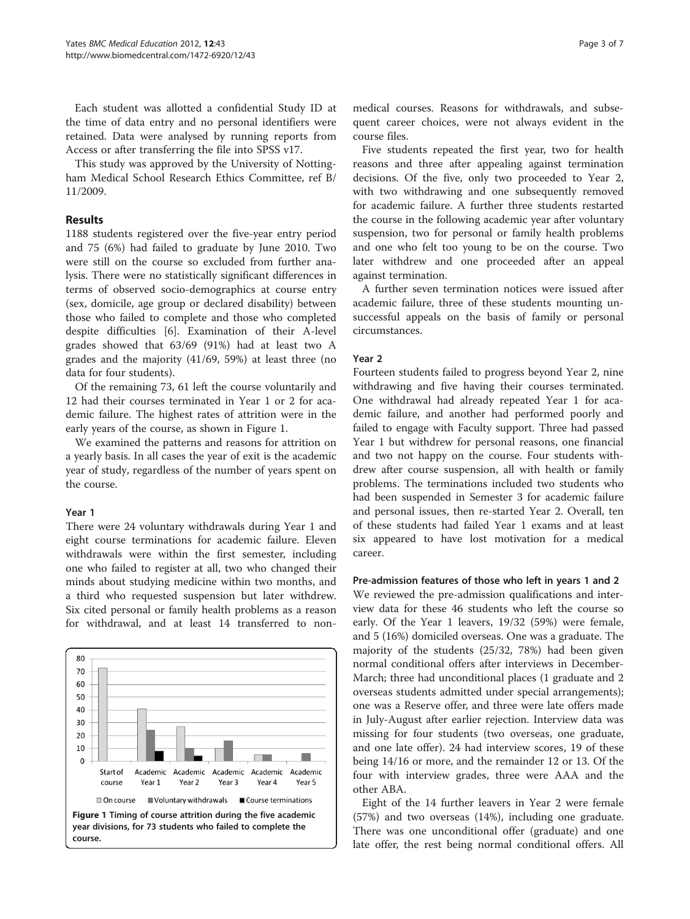Each student was allotted a confidential Study ID at the time of data entry and no personal identifiers were retained. Data were analysed by running reports from Access or after transferring the file into SPSS v17.

This study was approved by the University of Nottingham Medical School Research Ethics Committee, ref B/11/2009.

## Results

1188 students registered over the five-year entry period and 75 (6%) had failed to graduate by June 2010. Two were still on the course so excluded from further analysis. There were no statistically significant differences in terms of observed socio-demographics at course entry (sex, domicile, age group or declared disability) between those who failed to complete and those who completed despite difficulties [6]. Examination of their A-level grades showed that 63/69 (91%) had at least two A grades and the majority (41/69, 59%) at least three (no data for four students).

Of the remaining 73, 61 left the course voluntarily and 12 had their courses terminated in Year 1 or 2 for academic failure. The highest rates of attrition were in the early years of the course, as shown in Figure 1.

We examined the patterns and reasons for attrition on a yearly basis. In all cases the year of exit is the academic year of study, regardless of the number of years spent on the course.

### Year 1

There were 24 voluntary withdrawals during Year 1 and eight course terminations for academic failure. Eleven withdrawals were within the first semester, including one who failed to register at all, two who changed their minds about studying medicine within two months, and a third who requested suspension but later withdrew. Six cited personal or family health problems as a reason for withdrawal, and at least 14 transferred to non-medical courses. Reasons for withdrawals, and subsequent career choices, were not always evident in the course files.

Figure 1 Timing of course attrition during the five academic year divisions, for 73 students who failed to complete the course.

Five students repeated the first year, two for health reasons and three after appealing against termination decisions. Of the five, only two proceeded to Year 2, with two withdrawing and one subsequently removed for academic failure. A further three students restarted the course in the following academic year after voluntary suspension, two for personal or family health problems and one who felt too young to be on the course. Two later withdrew and one proceeded after an appeal against termination.

A further seven termination notices were issued after academic failure, three of these students mounting unsuccessful appeals on the basis of family or personal circumstances.

### Year 2

Fourteen students failed to progress beyond Year 2, nine withdrawing and five having their courses terminated. One withdrawal had already repeated Year 1 for academic failure, and another had performed poorly and failed to engage with Faculty support. Three had passed Year 1 but withdrew for personal reasons, one financial and two not happy on the course. Four students withdrew after course suspension, all with health or family problems. The terminations included two students who had been suspended in Semester 3 for academic failure and personal issues, then re-started Year 2. Overall, ten of these students had failed Year 1 exams and at least six appeared to have lost motivation for a medical career.

#### Pre-admission features of those who left in years 1 and 2

We reviewed the pre-admission qualifications and interview data for these 46 students who left the course so early. Of the Year 1 leavers, 19/32 (59%) were female, and 5 (16%) domiciled overseas. One was a graduate. The majority of the students (25/32, 78%) had been given normal conditional offers after interviews in December-March; three had unconditional places (1 graduate and 2 overseas students admitted under special arrangements); one was a Reserve offer, and three were late offers made in July-August after earlier rejection. Interview data was missing for four students (two overseas, one graduate, and one late offer). 24 had interview scores, 19 of these being 14/16 or more, and the remainder 12 or 13. Of the four with interview grades, three were AAA and the other ABA.

Eight of the 14 further leavers in Year 2 were female (57%) and two overseas (14%), including one graduate. There was one unconditional offer (graduate) and one late offer, the rest being normal conditional offers. All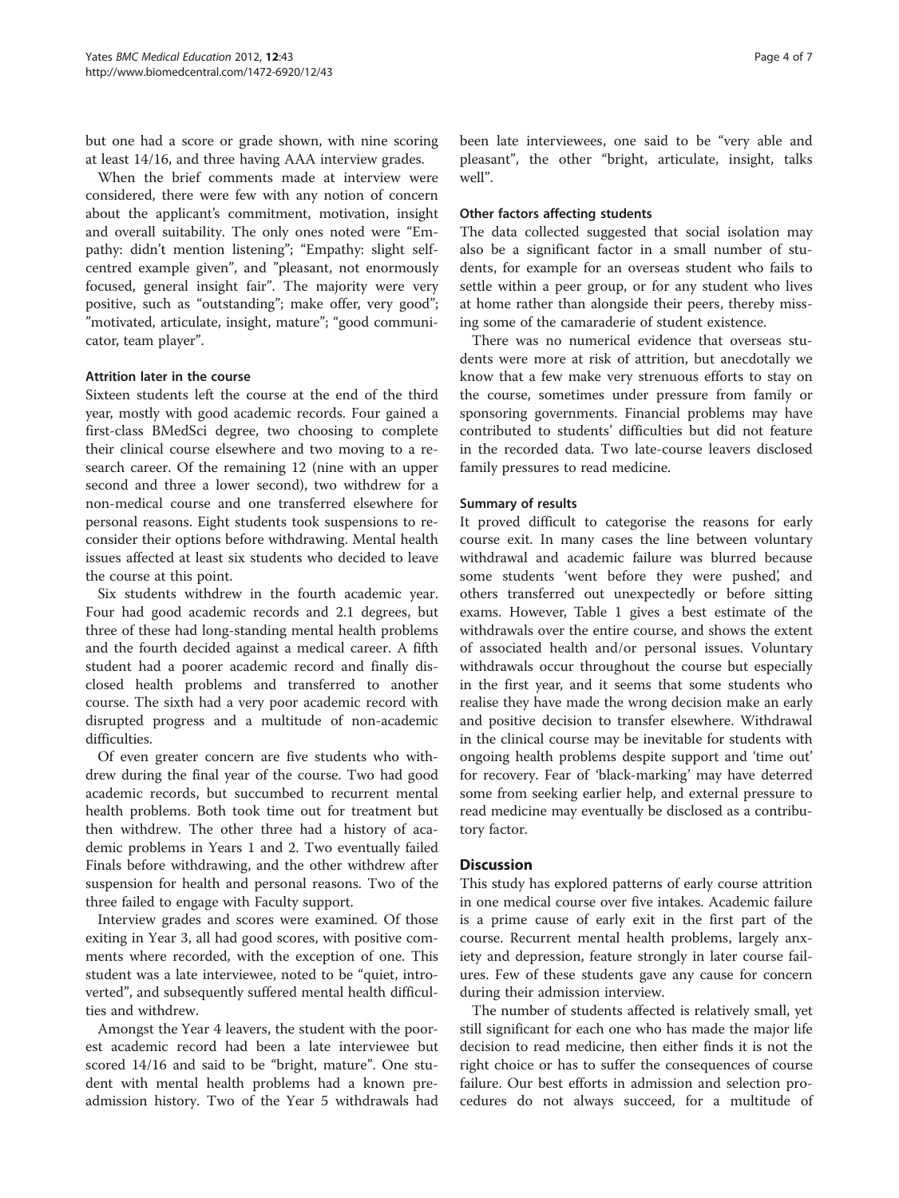but one had a score or grade shown, with nine scoring at least 14/16, and three having AAA interview grades.

When the brief comments made at interview were considered, there were few with any notion of concern about the applicant's commitment, motivation, insight and overall suitability. The only ones noted were "Empathy: didn't mention listening"; "Empathy: slight self-centred example given", and "pleasant, not enormously focused, general insight fair". The majority were very positive, such as "outstanding"; make offer, very good"; "motivated, articulate, insight, mature"; "good communicator, team player".

#### Attrition later in the course

Sixteen students left the course at the end of the third year, mostly with good academic records. Four gained a first-class BMedSci degree, two choosing to complete their clinical course elsewhere and two moving to a research career. Of the remaining 12 (nine with an upper second and three a lower second), two withdrew for a non-medical course and one transferred elsewhere for personal reasons. Eight students took suspensions to reconsider their options before withdrawing. Mental health issues affected at least six students who decided to leave the course at this point.

Six students withdrew in the fourth academic year. Four had good academic records and 2.1 degrees, but three of these had long-standing mental health problems and the fourth decided against a medical career. A fifth student had a poorer academic record and finally disclosed health problems and transferred to another course. The sixth had a very poor academic record with disrupted progress and a multitude of non-academic difficulties.

Of even greater concern are five students who withdrew during the final year of the course. Two had good academic records, but succumbed to recurrent mental health problems. Both took time out for treatment but then withdrew. The other three had a history of academic problems in Years 1 and 2. Two eventually failed Finals before withdrawing, and the other withdrew after suspension for health and personal reasons. Two of the three failed to engage with Faculty support.

Interview grades and scores were examined. Of those exiting in Year 3, all had good scores, with positive comments where recorded, with the exception of one. This student was a late interviewee, noted to be "quiet, introverted", and subsequently suffered mental health difficulties and withdrew.

Amongst the Year 4 leavers, the student with the poorest academic record had been a late interviewee but scored 14/16 and said to be "bright, mature". One student with mental health problems had a known pre-admission history. Two of the Year 5 withdrawals had been late interviewees, one said to be "very able and pleasant", the other "bright, articulate, insight, talks well".

#### Other factors affecting students

The data collected suggested that social isolation may also be a significant factor in a small number of students, for example for an overseas student who fails to settle within a peer group, or for any student who lives at home rather than alongside their peers, thereby missing some of the camaraderie of student existence.

There was no numerical evidence that overseas students were more at risk of attrition, but anecdotally we know that a few make very strenuous efforts to stay on the course, sometimes under pressure from family or sponsoring governments. Financial problems may have contributed to students' difficulties but did not feature in the recorded data. Two late-course leavers disclosed family pressures to read medicine.

#### Summary of results

It proved difficult to categorise the reasons for early course exit. In many cases the line between voluntary withdrawal and academic failure was blurred because some students 'went before they were pushed', and others transferred out unexpectedly or before sitting exams. However, Table 1 gives a best estimate of the withdrawals over the entire course, and shows the extent of associated health and/or personal issues. Voluntary withdrawals occur throughout the course but especially in the first year, and it seems that some students who realise they have made the wrong decision make an early and positive decision to transfer elsewhere. Withdrawal in the clinical course may be inevitable for students with ongoing health problems despite support and 'time out' for recovery. Fear of 'black-marking' may have deterred some from seeking earlier help, and external pressure to read medicine may eventually be disclosed as a contributory factor.

## Discussion

This study has explored patterns of early course attrition in one medical course over five intakes. Academic failure is a prime cause of early exit in the first part of the course. Recurrent mental health problems, largely anxiety and depression, feature strongly in later course failures. Few of these students gave any cause for concern during their admission interview.

The number of students affected is relatively small, yet still significant for each one who has made the major life decision to read medicine, then either finds it is not the right choice or has to suffer the consequences of course failure. Our best efforts in admission and selection procedures do not always succeed, for a multitude of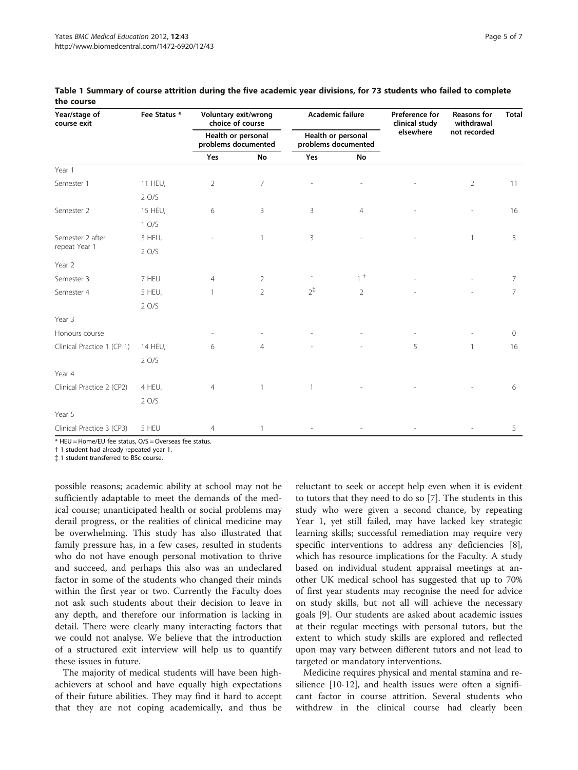**Table 1 Summary of course attrition during the five academic year divisions, for 73 students who failed to complete the course**

| Year/stage of course exit | Fee Status * | Voluntary exit/wrong choice of course | | Academic failure | | Preference for clinical study elsewhere | Reasons for withdrawal not recorded | Total |
|---|---|---|---|---|---|---|---|---|
| | | Health or personal problems documented | | Health or personal problems documented | | | | |
| | | Yes | No | Yes | No | | | |
| Year 1 | | | | | | | | |
| Semester 1 | 11 HEU, 2 O/S | 2 | 7 | - | - | - | 2 | 11 |
| Semester 2 | 15 HEU, 1 O/S | 6 | 3 | 3 | 4 | - | - | 16 |
| Semester 2 after repeat Year 1 | 3 HEU, 2 O/S | - | 1 | 3 | - | - | 1 | 5 |
| Year 2 | | | | | | | | |
| Semester 3 | 7 HEU | 4 | 2 | - | 1 † | - | - | 7 |
| Semester 4 | 5 HEU, 2 O/S | 1 | 2 | 2‡ | 2 | - | - | 7 |
| Year 3 | | | | | | | | |
| Honours course | | - | - | - | - | - | - | 0 |
| Clinical Practice 1 (CP 1) | 14 HEU, 2 O/S | 6 | 4 | - | - | 5 | 1 | 16 |
| Year 4 | | | | | | | | |
| Clinical Practice 2 (CP2) | 4 HEU, 2 O/S | 4 | 1 | 1 | - | - | - | 6 |
| Year 5 | | | | | | | | |
| Clinical Practice 3 (CP3) | 5 HEU | 4 | 1 | - | - | - | - | 5 |

\* HEU = Home/EU fee status, O/S = Overseas fee status.
† 1 student had already repeated year 1.
‡ 1 student transferred to BSc course.

possible reasons; academic ability at school may not be sufficiently adaptable to meet the demands of the medical course; unanticipated health or social problems may derail progress, or the realities of clinical medicine may be overwhelming. This study has also illustrated that family pressure has, in a few cases, resulted in students who do not have enough personal motivation to thrive and succeed, and perhaps this also was an undeclared factor in some of the students who changed their minds within the first year or two. Currently the Faculty does not ask such students about their decision to leave in any depth, and therefore our information is lacking in detail. There were clearly many interacting factors that we could not analyse. We believe that the introduction of a structured exit interview will help us to quantify these issues in future.

The majority of medical students will have been high-achievers at school and have equally high expectations of their future abilities. They may find it hard to accept that they are not coping academically, and thus be reluctant to seek or accept help even when it is evident to tutors that they need to do so [7]. The students in this study who were given a second chance, by repeating Year 1, yet still failed, may have lacked key strategic learning skills; successful remediation may require very specific interventions to address any deficiencies [8], which has resource implications for the Faculty. A study based on individual student appraisal meetings at another UK medical school has suggested that up to 70% of first year students may recognise the need for advice on study skills, but not all will achieve the necessary goals [9]. Our students are asked about academic issues at their regular meetings with personal tutors, but the extent to which study skills are explored and reflected upon may vary between different tutors and not lead to targeted or mandatory interventions.

Medicine requires physical and mental stamina and resilience [10-12], and health issues were often a significant factor in course attrition. Several students who withdrew in the clinical course had clearly been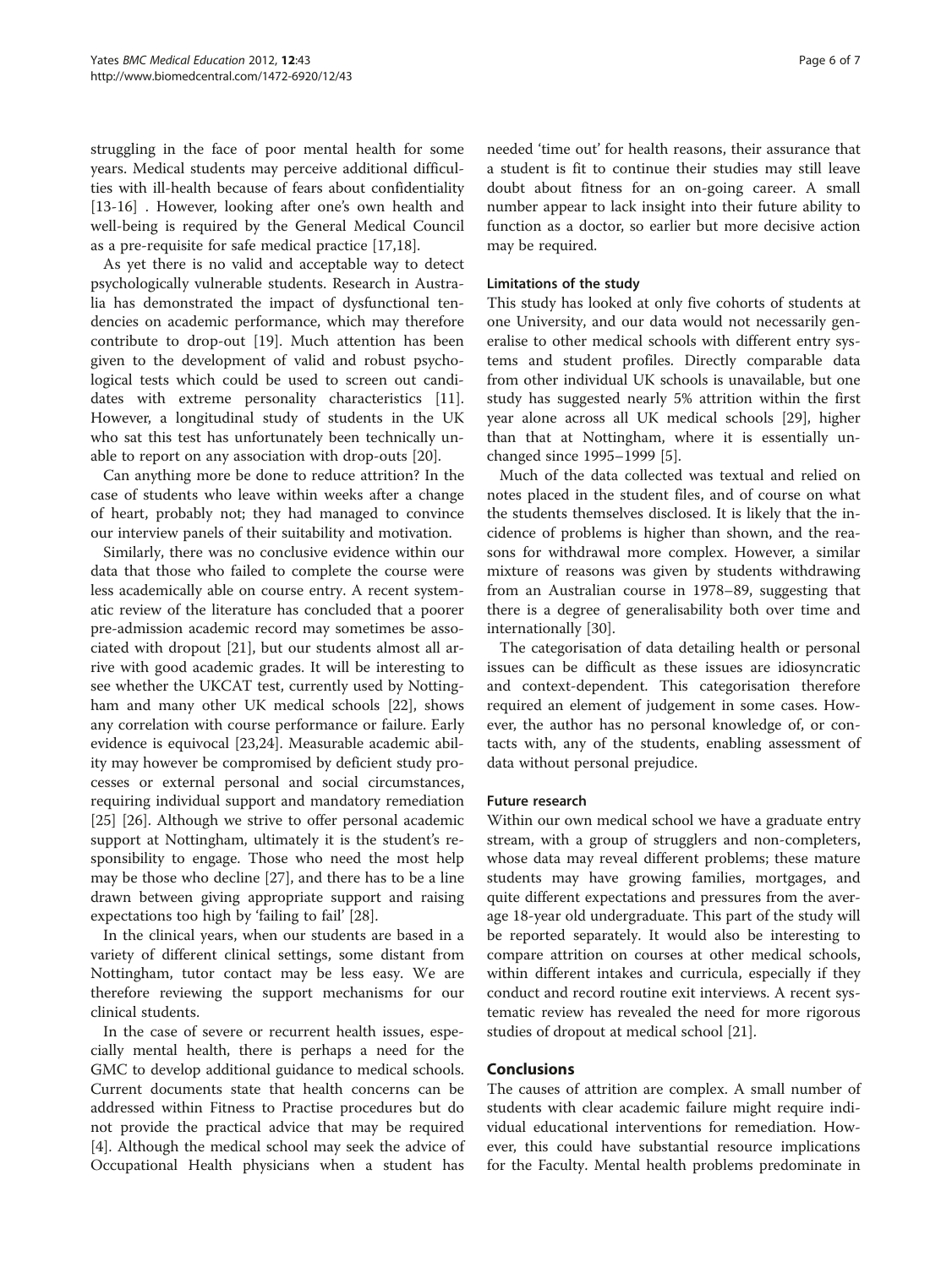struggling in the face of poor mental health for some years. Medical students may perceive additional difficulties with ill-health because of fears about confidentiality [13-16] . However, looking after one's own health and well-being is required by the General Medical Council as a pre-requisite for safe medical practice [17,18].

As yet there is no valid and acceptable way to detect psychologically vulnerable students. Research in Australia has demonstrated the impact of dysfunctional tendencies on academic performance, which may therefore contribute to drop-out [19]. Much attention has been given to the development of valid and robust psychological tests which could be used to screen out candidates with extreme personality characteristics [11]. However, a longitudinal study of students in the UK who sat this test has unfortunately been technically unable to report on any association with drop-outs [20].

Can anything more be done to reduce attrition? In the case of students who leave within weeks after a change of heart, probably not; they had managed to convince our interview panels of their suitability and motivation.

Similarly, there was no conclusive evidence within our data that those who failed to complete the course were less academically able on course entry. A recent systematic review of the literature has concluded that a poorer pre-admission academic record may sometimes be associated with dropout [21], but our students almost all arrive with good academic grades. It will be interesting to see whether the UKCAT test, currently used by Nottingham and many other UK medical schools [22], shows any correlation with course performance or failure. Early evidence is equivocal [23,24]. Measurable academic ability may however be compromised by deficient study processes or external personal and social circumstances, requiring individual support and mandatory remediation [25] [26]. Although we strive to offer personal academic support at Nottingham, ultimately it is the student's responsibility to engage. Those who need the most help may be those who decline [27], and there has to be a line drawn between giving appropriate support and raising expectations too high by 'failing to fail' [28].

In the clinical years, when our students are based in a variety of different clinical settings, some distant from Nottingham, tutor contact may be less easy. We are therefore reviewing the support mechanisms for our clinical students.

In the case of severe or recurrent health issues, especially mental health, there is perhaps a need for the GMC to develop additional guidance to medical schools. Current documents state that health concerns can be addressed within Fitness to Practise procedures but do not provide the practical advice that may be required [4]. Although the medical school may seek the advice of Occupational Health physicians when a student has needed 'time out' for health reasons, their assurance that a student is fit to continue their studies may still leave doubt about fitness for an on-going career. A small number appear to lack insight into their future ability to function as a doctor, so earlier but more decisive action may be required.

### Limitations of the study

This study has looked at only five cohorts of students at one University, and our data would not necessarily generalise to other medical schools with different entry systems and student profiles. Directly comparable data from other individual UK schools is unavailable, but one study has suggested nearly 5% attrition within the first year alone across all UK medical schools [29], higher than that at Nottingham, where it is essentially unchanged since 1995–1999 [5].

Much of the data collected was textual and relied on notes placed in the student files, and of course on what the students themselves disclosed. It is likely that the incidence of problems is higher than shown, and the reasons for withdrawal more complex. However, a similar mixture of reasons was given by students withdrawing from an Australian course in 1978–89, suggesting that there is a degree of generalisability both over time and internationally [30].

The categorisation of data detailing health or personal issues can be difficult as these issues are idiosyncratic and context-dependent. This categorisation therefore required an element of judgement in some cases. However, the author has no personal knowledge of, or contacts with, any of the students, enabling assessment of data without personal prejudice.

### Future research

Within our own medical school we have a graduate entry stream, with a group of strugglers and non-completers, whose data may reveal different problems; these mature students may have growing families, mortgages, and quite different expectations and pressures from the average 18-year old undergraduate. This part of the study will be reported separately. It would also be interesting to compare attrition on courses at other medical schools, within different intakes and curricula, especially if they conduct and record routine exit interviews. A recent systematic review has revealed the need for more rigorous studies of dropout at medical school [21].

## Conclusions

The causes of attrition are complex. A small number of students with clear academic failure might require individual educational interventions for remediation. However, this could have substantial resource implications for the Faculty. Mental health problems predominate in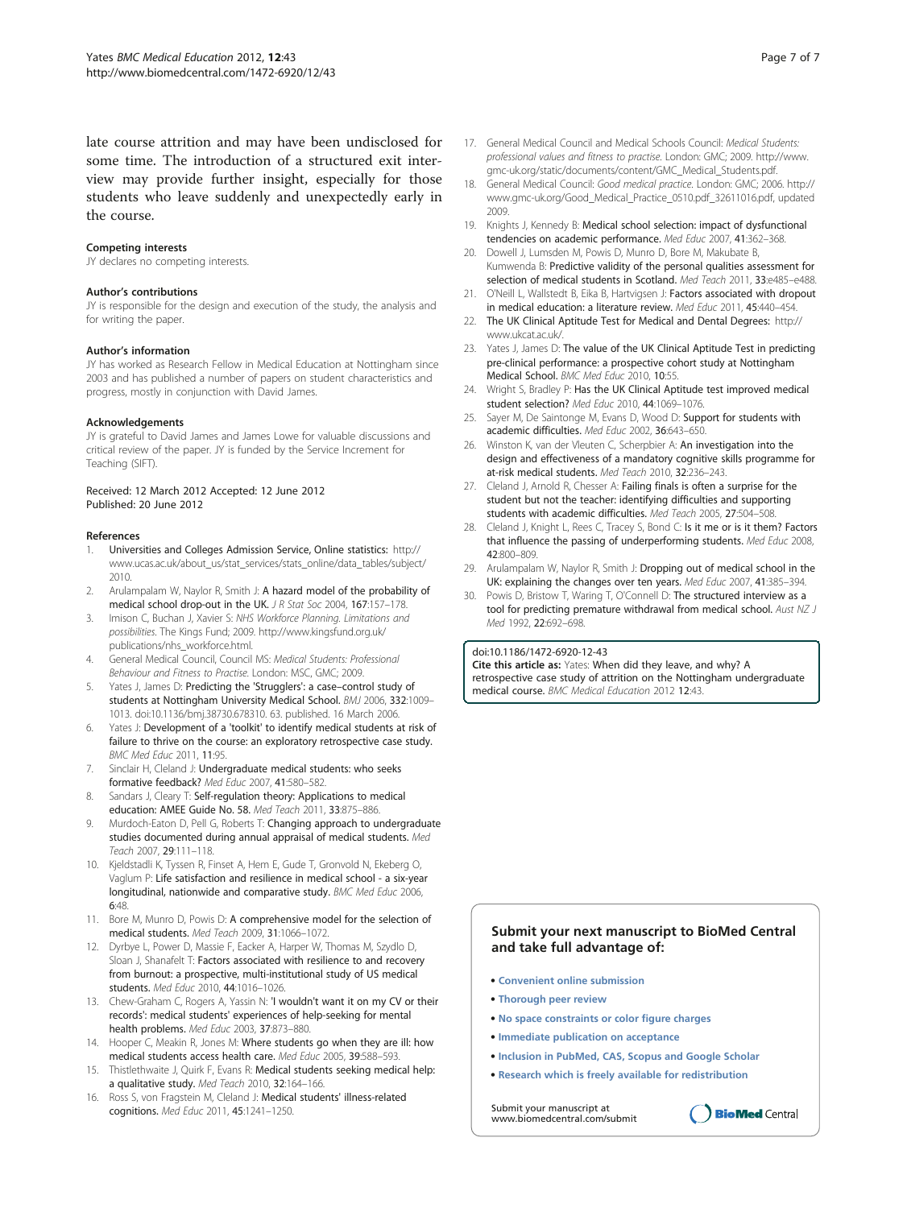late course attrition and may have been undisclosed for some time. The introduction of a structured exit interview may provide further insight, especially for those students who leave suddenly and unexpectedly early in the course.

#### Competing interests

JY declares no competing interests.

#### Author's contributions

JY is responsible for the design and execution of the study, the analysis and for writing the paper.

#### Author's information

JY has worked as Research Fellow in Medical Education at Nottingham since 2003 and has published a number of papers on student characteristics and progress, mostly in conjunction with David James.

#### Acknowledgements

JY is grateful to David James and James Lowe for valuable discussions and critical review of the paper. JY is funded by the Service Increment for Teaching (SIFT).

Received: 12 March 2012 Accepted: 12 June 2012
Published: 20 June 2012

#### References

1. Universities and Colleges Admission Service, Online statistics: http://www.ucas.ac.uk/about_us/stat_services/stats_online/data_tables/subject/2010.
2. Arulampalam W, Naylor R, Smith J: **A hazard model of the probability of medical school drop-out in the UK.** *J R Stat Soc* 2004, **167**:157–178.
3. Imison C, Buchan J, Xavier S: *NHS Workforce Planning. Limitations and possibilities.* The Kings Fund; 2009. http://www.kingsfund.org.uk/publications/nhs_workforce.html.
4. General Medical Council, Council MS: *Medical Students: Professional Behaviour and Fitness to Practise.* London: MSC, GMC; 2009.
5. Yates J, James D: **Predicting the 'Strugglers': a case–control study of students at Nottingham University Medical School.** *BMJ* 2006, 332:1009–1013. doi:10.1136/bmj.38730.678310. 63. published. 16 March 2006.
6. Yates J: **Development of a 'toolkit' to identify medical students at risk of failure to thrive on the course: an exploratory retrospective case study.** *BMC Med Educ* 2011, **11**:95.
7. Sinclair H, Cleland J: **Undergraduate medical students: who seeks formative feedback?** *Med Educ* 2007, **41**:580–582.
8. Sandars J, Cleary T: **Self-regulation theory: Applications to medical education: AMEE Guide No. 58.** *Med Teach* 2011, **33**:875–886.
9. Murdoch-Eaton D, Pell G, Roberts T: **Changing approach to undergraduate studies documented during annual appraisal of medical students.** *Med Teach* 2007, **29**:111–118.
10. Kjeldstadli K, Tyssen R, Finset A, Hem E, Gude T, Gronvold N, Ekeberg O, Vaglum P: **Life satisfaction and resilience in medical school - a six-year longitudinal, nationwide and comparative study.** *BMC Med Educ* 2006, **6**:48.
11. Bore M, Munro D, Powis D: **A comprehensive model for the selection of medical students.** *Med Teach* 2009, **31**:1066–1072.
12. Dyrbye L, Power D, Massie F, Eacker A, Harper W, Thomas M, Szydlo D, Sloan J, Shanafelt T: **Factors associated with resilience to and recovery from burnout: a prospective, multi-institutional study of US medical students.** *Med Educ* 2010, **44**:1016–1026.
13. Chew-Graham C, Rogers A, Yassin N: **'I wouldn't want it on my CV or their records': medical students' experiences of help-seeking for mental health problems.** *Med Educ* 2003, **37**:873–880.
14. Hooper C, Meakin R, Jones M: **Where students go when they are ill: how medical students access health care.** *Med Educ* 2005, **39**:588–593.
15. Thistlethwaite J, Quirk F, Evans R: **Medical students seeking medical help: a qualitative study.** *Med Teach* 2010, **32**:164–166.
16. Ross S, von Fragstein M, Cleland J: **Medical students' illness-related cognitions.** *Med Educ* 2011, **45**:1241–1250.
17. General Medical Council and Medical Schools Council: *Medical Students: professional values and fitness to practise.* London: GMC; 2009. http://www.gmc-uk.org/static/documents/content/GMC_Medical_Students.pdf.
18. General Medical Council: *Good medical practice.* London: GMC; 2006. http://www.gmc-uk.org/Good_Medical_Practice_0510.pdf_32611016.pdf, updated 2009.
19. Knights J, Kennedy B: **Medical school selection: impact of dysfunctional tendencies on academic performance.** *Med Educ* 2007, **41**:362–368.
20. Dowell J, Lumsden M, Powis D, Munro D, Bore M, Makubate B, Kumwenda B: **Predictive validity of the personal qualities assessment for selection of medical students in Scotland.** *Med Teach* 2011, **33**:e485–e488.
21. O'Neill L, Wallstedt B, Eika B, Hartvigsen J: **Factors associated with dropout in medical education: a literature review.** *Med Educ* 2011, **45**:440–454.
22. **The UK Clinical Aptitude Test for Medical and Dental Degrees:** http://www.ukcat.ac.uk/.
23. Yates J, James D: **The value of the UK Clinical Aptitude Test in predicting pre-clinical performance: a prospective cohort study at Nottingham Medical School.** *BMC Med Educ* 2010, **10**:55.
24. Wright S, Bradley P: **Has the UK Clinical Aptitude test improved medical student selection?** *Med Educ* 2010, **44**:1069–1076.
25. Sayer M, De Saintonge M, Evans D, Wood D: **Support for students with academic difficulties.** *Med Educ* 2002, **36**:643–650.
26. Winston K, van der Vleuten C, Scherpbier A: **An investigation into the design and effectiveness of a mandatory cognitive skills programme for at-risk medical students.** *Med Teach* 2010, **32**:236–243.
27. Cleland J, Arnold R, Chesser A: **Failing finals is often a surprise for the student but not the teacher: identifying difficulties and supporting students with academic difficulties.** *Med Teach* 2005, **27**:504–508.
28. Cleland J, Knight L, Rees C, Tracey S, Bond C: **Is it me or is it them? Factors that influence the passing of underperforming students.** *Med Educ* 2008, **42**:800–809.
29. Arulampalam W, Naylor R, Smith J: **Dropping out of medical school in the UK: explaining the changes over ten years.** *Med Educ* 2007, **41**:385–394.
30. Powis D, Bristow T, Waring T, O'Connell D: **The structured interview as a tool for predicting premature withdrawal from medical school.** *Aust NZ J Med* 1992, **22**:692–698.

doi:10.1186/1472-6920-12-43

**Cite this article as:** Yates: When did they leave, and why? A retrospective case study of attrition on the Nottingham undergraduate medical course. *BMC Medical Education* 2012 **12**:43.

**Submit your next manuscript to BioMed Central and take full advantage of:**

- **Convenient online submission**
- **Thorough peer review**
- **No space constraints or color figure charges**
- **Immediate publication on acceptance**
- **Inclusion in PubMed, CAS, Scopus and Google Scholar**
- **Research which is freely available for redistribution**

Submit your manuscript at
www.biomedcentral.com/submit

BioMed Central